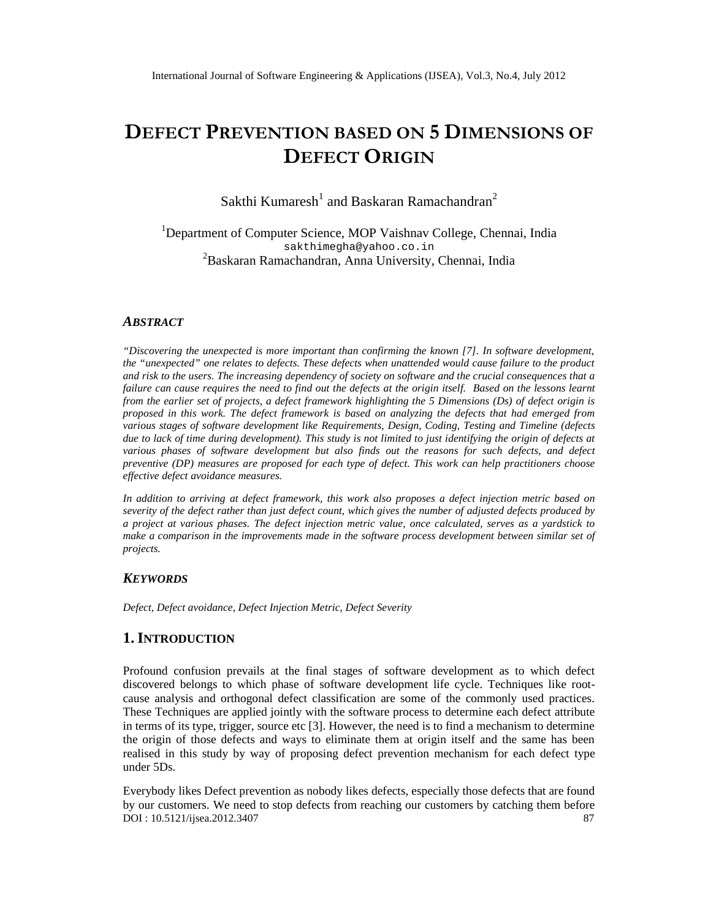# DEFECT PREVENTION BASED ON 5 DIMENSIONS OF DEFECT ORIGIN

Sakthi Kumaresh[1] and Baskaran Ramachandran[2]

[1]Department of Computer Science, MOP Vaishnav College, Chennai, India
sakthimegha@yahoo.co.in
[2]Baskaran Ramachandran, Anna University, Chennai, India

### *ABSTRACT*

*"Discovering the unexpected is more important than confirming the known [7]. In software development, the "unexpected" one relates to defects. These defects when unattended would cause failure to the product and risk to the users. The increasing dependency of society on software and the crucial consequences that a failure can cause requires the need to find out the defects at the origin itself. Based on the lessons learnt from the earlier set of projects, a defect framework highlighting the 5 Dimensions (Ds) of defect origin is proposed in this work. The defect framework is based on analyzing the defects that had emerged from various stages of software development like Requirements, Design, Coding, Testing and Timeline (defects due to lack of time during development). This study is not limited to just identifying the origin of defects at various phases of software development but also finds out the reasons for such defects, and defect preventive (DP) measures are proposed for each type of defect. This work can help practitioners choose effective defect avoidance measures.*

*In addition to arriving at defect framework, this work also proposes a defect injection metric based on severity of the defect rather than just defect count, which gives the number of adjusted defects produced by a project at various phases. The defect injection metric value, once calculated, serves as a yardstick to make a comparison in the improvements made in the software process development between similar set of projects.*

### *KEYWORDS*

*Defect, Defect avoidance, Defect Injection Metric, Defect Severity*

## 1. INTRODUCTION

Profound confusion prevails at the final stages of software development as to which defect discovered belongs to which phase of software development life cycle. Techniques like root-cause analysis and orthogonal defect classification are some of the commonly used practices. These Techniques are applied jointly with the software process to determine each defect attribute in terms of its type, trigger, source etc [3]. However, the need is to find a mechanism to determine the origin of those defects and ways to eliminate them at origin itself and the same has been realised in this study by way of proposing defect prevention mechanism for each defect type under 5Ds.

Everybody likes Defect prevention as nobody likes defects, especially those defects that are found by our customers. We need to stop defects from reaching our customers by catching them before

DOI : 10.5121/ijsea.2012.3407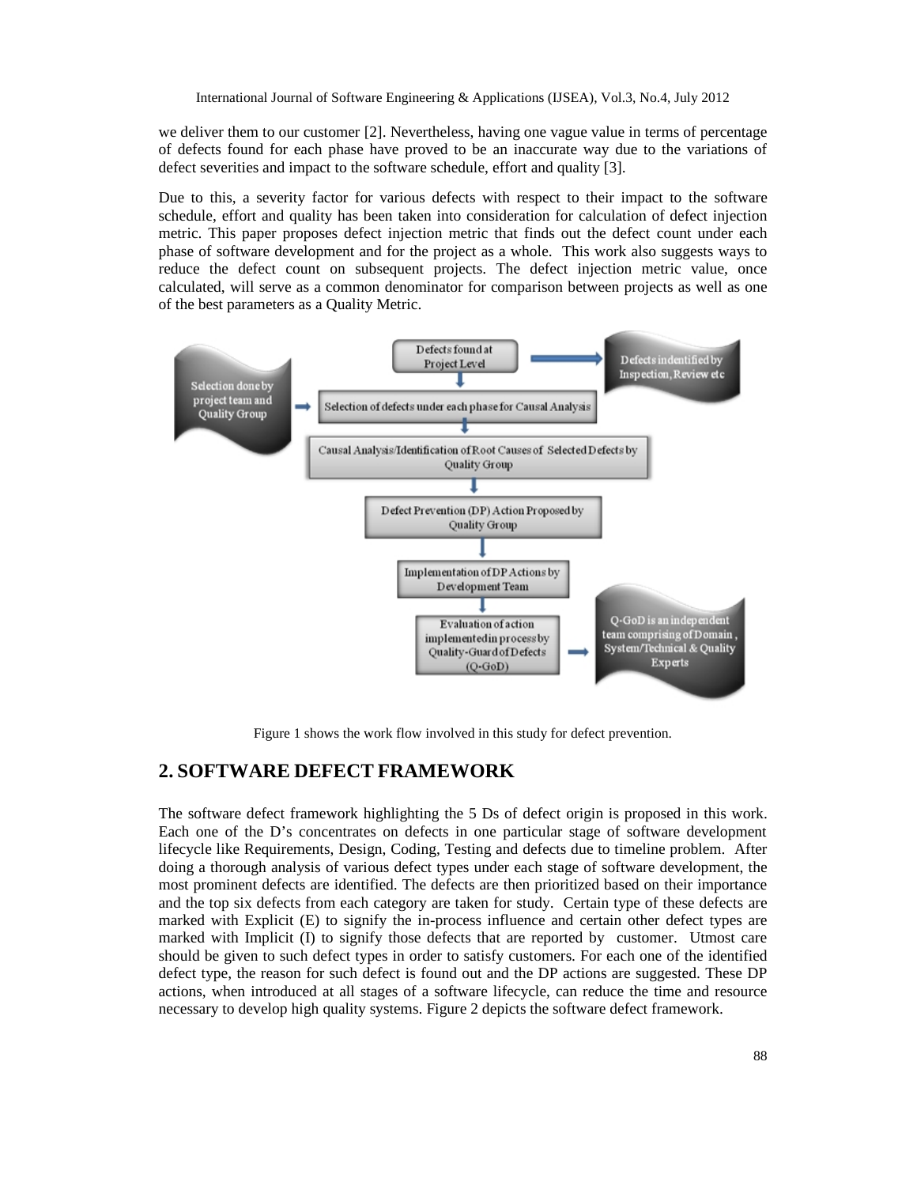we deliver them to our customer [2]. Nevertheless, having one vague value in terms of percentage of defects found for each phase have proved to be an inaccurate way due to the variations of defect severities and impact to the software schedule, effort and quality [3].

Due to this, a severity factor for various defects with respect to their impact to the software schedule, effort and quality has been taken into consideration for calculation of defect injection metric. This paper proposes defect injection metric that finds out the defect count under each phase of software development and for the project as a whole. This work also suggests ways to reduce the defect count on subsequent projects. The defect injection metric value, once calculated, will serve as a common denominator for comparison between projects as well as one of the best parameters as a Quality Metric.

Defects found at Project Level → Defects indentified by Inspection, Review etc

Selection done by project team and Quality Group → Selection of defects under each phase for Causal Analysis

Causal Analysis/Identification of Root Causes of Selected Defects by Quality Group

Defect Prevention (DP) Action Proposed by Quality Group

Implementation of DP Actions by Development Team

Evaluation of action implemented in process by Quality-Guard of Defects (Q-GoD) → Q-GoD is an independent team comprising of Domain, System/Technical & Quality Experts

Figure 1 shows the work flow involved in this study for defect prevention.

## 2. SOFTWARE DEFECT FRAMEWORK

The software defect framework highlighting the 5 Ds of defect origin is proposed in this work. Each one of the D's concentrates on defects in one particular stage of software development lifecycle like Requirements, Design, Coding, Testing and defects due to timeline problem. After doing a thorough analysis of various defect types under each stage of software development, the most prominent defects are identified. The defects are then prioritized based on their importance and the top six defects from each category are taken for study. Certain type of these defects are marked with Explicit (E) to signify the in-process influence and certain other defect types are marked with Implicit (I) to signify those defects that are reported by customer. Utmost care should be given to such defect types in order to satisfy customers. For each one of the identified defect type, the reason for such defect is found out and the DP actions are suggested. These DP actions, when introduced at all stages of a software lifecycle, can reduce the time and resource necessary to develop high quality systems. Figure 2 depicts the software defect framework.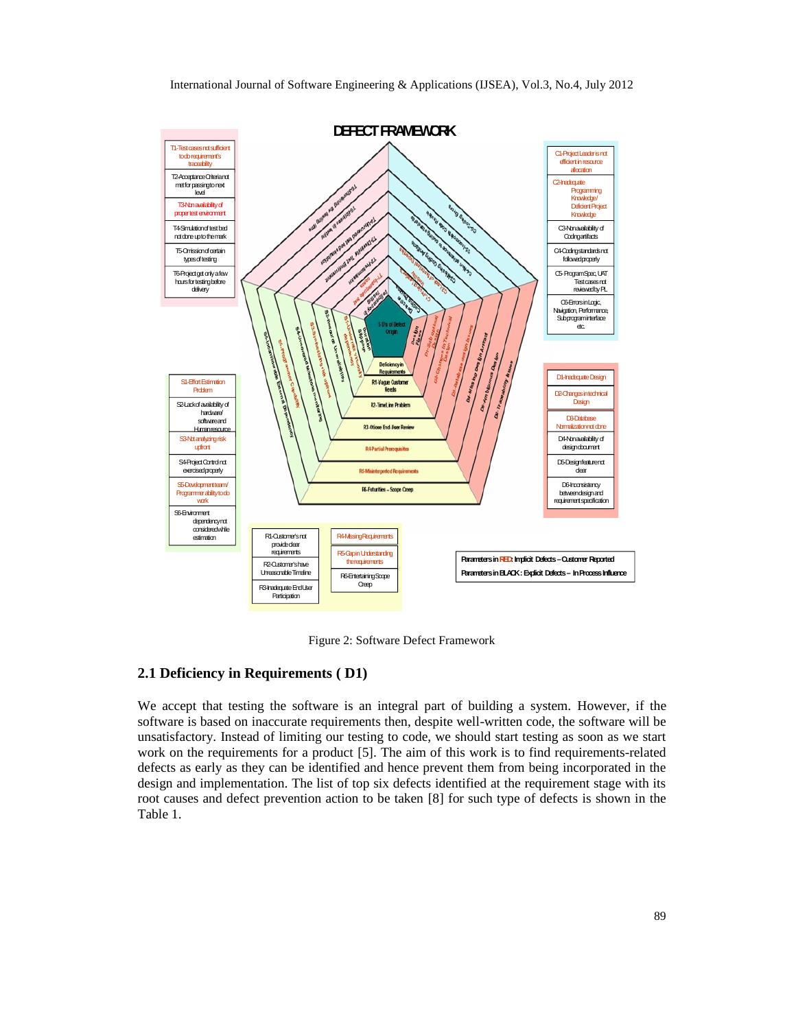Figure 2: Software Defect Framework

## 2.1 Deficiency in Requirements ( D1)

We accept that testing the software is an integral part of building a system. However, if the software is based on inaccurate requirements then, despite well-written code, the software will be unsatisfactory. Instead of limiting our testing to code, we should start testing as soon as we start work on the requirements for a product [5]. The aim of this work is to find requirements-related defects as early as they can be identified and hence prevent them from being incorporated in the design and implementation. The list of top six defects identified at the requirement stage with its root causes and defect prevention action to be taken [8] for such type of defects is shown in the Table 1.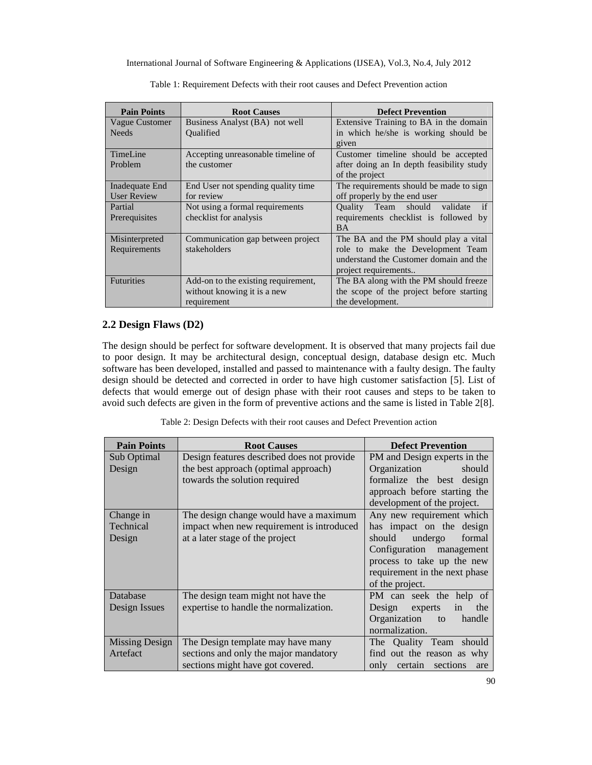Table 1: Requirement Defects with their root causes and Defect Prevention action

| Pain Points | Root Causes | Defect Prevention |
| --- | --- | --- |
| Vague Customer Needs | Business Analyst (BA) not well Qualified | Extensive Training to BA in the domain in which he/she is working should be given |
| TimeLine Problem | Accepting unreasonable timeline of the customer | Customer timeline should be accepted after doing an In depth feasibility study of the project |
| Inadequate End User Review | End User not spending quality time for review | The requirements should be made to sign off properly by the end user |
| Partial Prerequisites | Not using a formal requirements checklist for analysis | Quality Team should validate if requirements checklist is followed by BA |
| Misinterpreted Requirements | Communication gap between project stakeholders | The BA and the PM should play a vital role to make the Development Team understand the Customer domain and the project requirements.. |
| Futurities | Add-on to the existing requirement, without knowing it is a new requirement | The BA along with the PM should freeze the scope of the project before starting the development. |

## 2.2 Design Flaws (D2)

The design should be perfect for software development. It is observed that many projects fail due to poor design. It may be architectural design, conceptual design, database design etc. Much software has been developed, installed and passed to maintenance with a faulty design. The faulty design should be detected and corrected in order to have high customer satisfaction [5]. List of defects that would emerge out of design phase with their root causes and steps to be taken to avoid such defects are given in the form of preventive actions and the same is listed in Table 2[8].

Table 2: Design Defects with their root causes and Defect Prevention action

| Pain Points | Root Causes | Defect Prevention |
| --- | --- | --- |
| Sub Optimal Design | Design features described does not provide the best approach (optimal approach) towards the solution required | PM and Design experts in the Organization should formalize the best design approach before starting the development of the project. |
| Change in Technical Design | The design change would have a maximum impact when new requirement is introduced at a later stage of the project | Any new requirement which has impact on the design should undergo formal Configuration management process to take up the new requirement in the next phase of the project. |
| Database Design Issues | The design team might not have the expertise to handle the normalization. | PM can seek the help of Design experts in the Organization to handle normalization. |
| Missing Design Artefact | The Design template may have many sections and only the major mandatory sections might have got covered. | The Quality Team should find out the reason as why only certain sections are |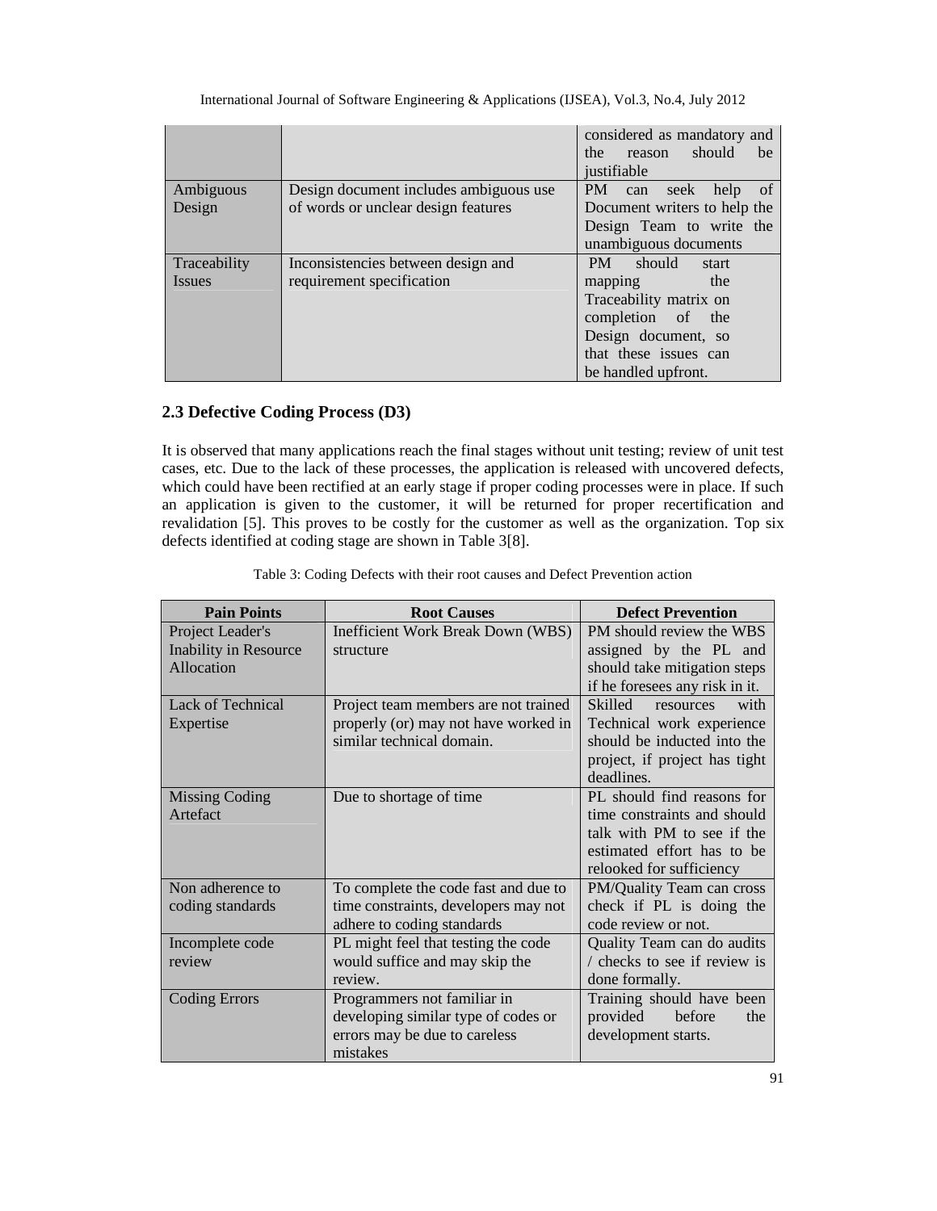| | | considered as mandatory and the reason should be justifiable |
| --- | --- | --- |
| Ambiguous Design | Design document includes ambiguous use of words or unclear design features | PM can seek help of Document writers to help the Design Team to write the unambiguous documents |
| Traceability Issues | Inconsistencies between design and requirement specification | PM should start mapping the Traceability matrix on completion of the Design document, so that these issues can be handled upfront. |

### 2.3 Defective Coding Process (D3)

It is observed that many applications reach the final stages without unit testing; review of unit test cases, etc. Due to the lack of these processes, the application is released with uncovered defects, which could have been rectified at an early stage if proper coding processes were in place. If such an application is given to the customer, it will be returned for proper recertification and revalidation [5]. This proves to be costly for the customer as well as the organization. Top six defects identified at coding stage are shown in Table 3[8].

Table 3: Coding Defects with their root causes and Defect Prevention action

| Pain Points | Root Causes | Defect Prevention |
| --- | --- | --- |
| Project Leader's Inability in Resource Allocation | Inefficient Work Break Down (WBS) structure | PM should review the WBS assigned by the PL and should take mitigation steps if he foresees any risk in it. |
| Lack of Technical Expertise | Project team members are not trained properly (or) may not have worked in similar technical domain. | Skilled resources with Technical work experience should be inducted into the project, if project has tight deadlines. |
| Missing Coding Artefact | Due to shortage of time | PL should find reasons for time constraints and should talk with PM to see if the estimated effort has to be relooked for sufficiency |
| Non adherence to coding standards | To complete the code fast and due to time constraints, developers may not adhere to coding standards | PM/Quality Team can cross check if PL is doing the code review or not. |
| Incomplete code review | PL might feel that testing the code would suffice and may skip the review. | Quality Team can do audits / checks to see if review is done formally. |
| Coding Errors | Programmers not familiar in developing similar type of codes or errors may be due to careless mistakes | Training should have been provided before the development starts. |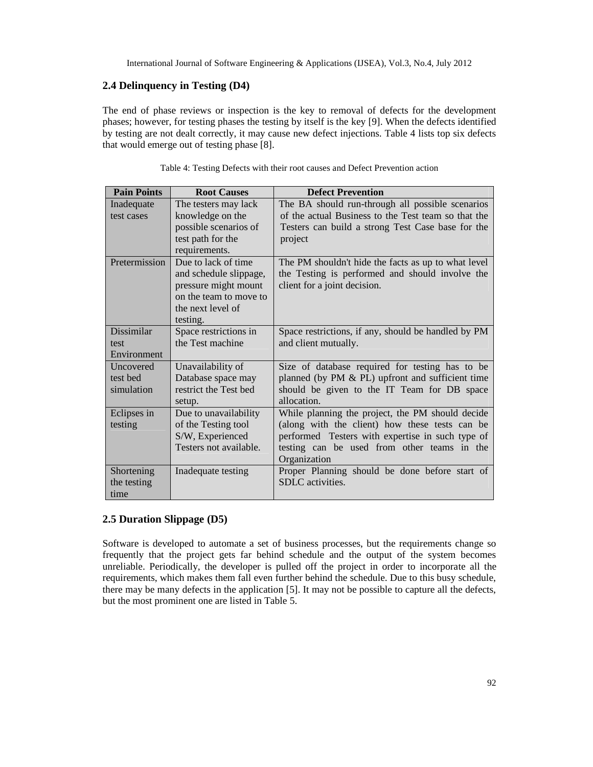## 2.4 Delinquency in Testing (D4)

The end of phase reviews or inspection is the key to removal of defects for the development phases; however, for testing phases the testing by itself is the key [9]. When the defects identified by testing are not dealt correctly, it may cause new defect injections. Table 4 lists top six defects that would emerge out of testing phase [8].

Table 4: Testing Defects with their root causes and Defect Prevention action

| Pain Points | Root Causes | Defect Prevention |
|---|---|---|
| Inadequate test cases | The testers may lack knowledge on the possible scenarios of test path for the requirements. | The BA should run-through all possible scenarios of the actual Business to the Test team so that the Testers can build a strong Test Case base for the project |
| Pretermission | Due to lack of time and schedule slippage, pressure might mount on the team to move to the next level of testing. | The PM shouldn't hide the facts as up to what level the Testing is performed and should involve the client for a joint decision. |
| Dissimilar test Environment | Space restrictions in the Test machine | Space restrictions, if any, should be handled by PM and client mutually. |
| Uncovered test bed simulation | Unavailability of Database space may restrict the Test bed setup. | Size of database required for testing has to be planned (by PM & PL) upfront and sufficient time should be given to the IT Team for DB space allocation. |
| Eclipses in testing | Due to unavailability of the Testing tool S/W, Experienced Testers not available. | While planning the project, the PM should decide (along with the client) how these tests can be performed Testers with expertise in such type of testing can be used from other teams in the Organization |
| Shortening the testing time | Inadequate testing | Proper Planning should be done before start of SDLC activities. |

## 2.5 Duration Slippage (D5)

Software is developed to automate a set of business processes, but the requirements change so frequently that the project gets far behind schedule and the output of the system becomes unreliable. Periodically, the developer is pulled off the project in order to incorporate all the requirements, which makes them fall even further behind the schedule. Due to this busy schedule, there may be many defects in the application [5]. It may not be possible to capture all the defects, but the most prominent one are listed in Table 5.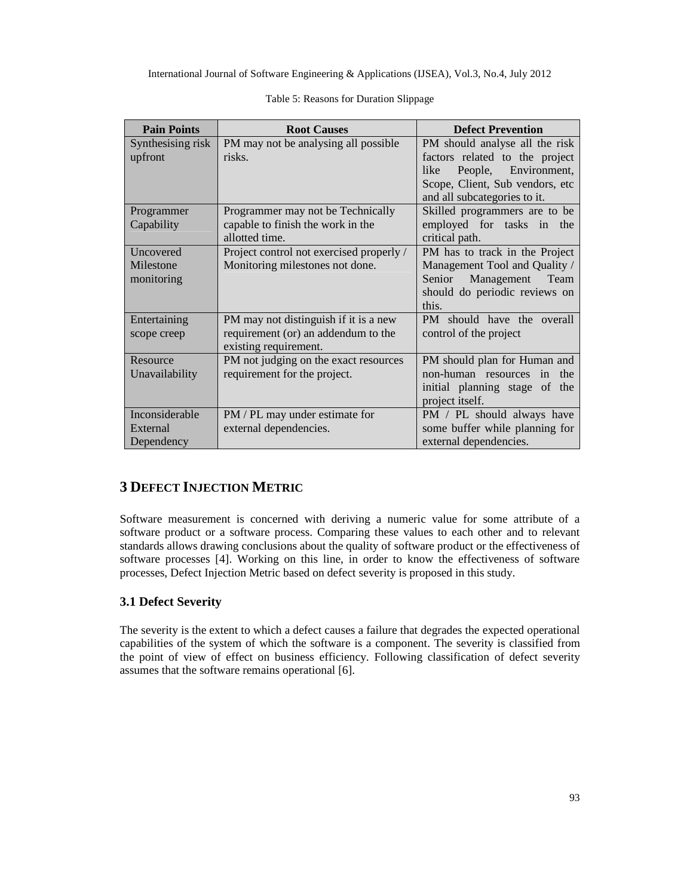Table 5: Reasons for Duration Slippage

| Pain Points | Root Causes | Defect Prevention |
| --- | --- | --- |
| Synthesising risk upfront | PM may not be analysing all possible risks. | PM should analyse all the risk factors related to the project like People, Environment, Scope, Client, Sub vendors, etc and all subcategories to it. |
| Programmer Capability | Programmer may not be Technically capable to finish the work in the allotted time. | Skilled programmers are to be employed for tasks in the critical path. |
| Uncovered Milestone monitoring | Project control not exercised properly / Monitoring milestones not done. | PM has to track in the Project Management Tool and Quality / Senior Management Team should do periodic reviews on this. |
| Entertaining scope creep | PM may not distinguish if it is a new requirement (or) an addendum to the existing requirement. | PM should have the overall control of the project |
| Resource Unavailability | PM not judging on the exact resources requirement for the project. | PM should plan for Human and non-human resources in the initial planning stage of the project itself. |
| Inconsiderable External Dependency | PM / PL may under estimate for external dependencies. | PM / PL should always have some buffer while planning for external dependencies. |

# 3 DEFECT INJECTION METRIC

Software measurement is concerned with deriving a numeric value for some attribute of a software product or a software process. Comparing these values to each other and to relevant standards allows drawing conclusions about the quality of software product or the effectiveness of software processes [4]. Working on this line, in order to know the effectiveness of software processes, Defect Injection Metric based on defect severity is proposed in this study.

## 3.1 Defect Severity

The severity is the extent to which a defect causes a failure that degrades the expected operational capabilities of the system of which the software is a component. The severity is classified from the point of view of effect on business efficiency. Following classification of defect severity assumes that the software remains operational [6].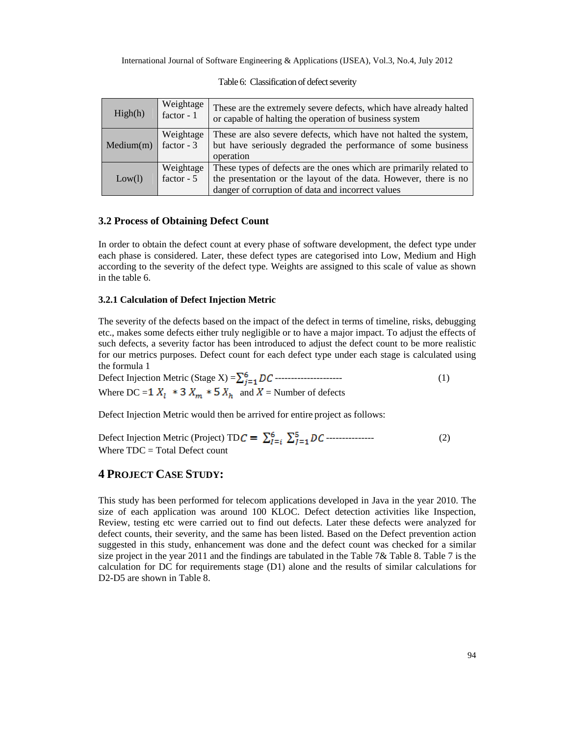Table 6: Classification of defect severity

| | | |
|---|---|---|
| High(h) | Weightage factor - 1 | These are the extremely severe defects, which have already halted or capable of halting the operation of business system |
| Medium(m) | Weightage factor - 3 | These are also severe defects, which have not halted the system, but have seriously degraded the performance of some business operation |
| Low(l) | Weightage factor - 5 | These types of defects are the ones which are primarily related to the presentation or the layout of the data. However, there is no danger of corruption of data and incorrect values |

### 3.2 Process of Obtaining Defect Count

In order to obtain the defect count at every phase of software development, the defect type under each phase is considered. Later, these defect types are categorised into Low, Medium and High according to the severity of the defect type. Weights are assigned to this scale of value as shown in the table 6.

#### 3.2.1 Calculation of Defect Injection Metric

The severity of the defects based on the impact of the defect in terms of timeline, risks, debugging etc., makes some defects either truly negligible or to have a major impact. To adjust the effects of such defects, a severity factor has been introduced to adjust the defect count to be more realistic for our metrics purposes. Defect count for each defect type under each stage is calculated using the formula 1

Defect Injection Metric (Stage X) = $\sum_{j=1}^{6} DC$ --------------------- (1)

Where DC = $1\ X_l\ * 3\ X_m\ * 5\ X_h$ and $X$ = Number of defects

Defect Injection Metric would then be arrived for entire project as follows:

Defect Injection Metric (Project) TD$C = \sum_{l=i}^{6} \sum_{j=1}^{5} DC$ --------------- (2)

Where TDC = Total Defect count

## 4 Project Case Study:

This study has been performed for telecom applications developed in Java in the year 2010. The size of each application was around 100 KLOC. Defect detection activities like Inspection, Review, testing etc were carried out to find out defects. Later these defects were analyzed for defect counts, their severity, and the same has been listed. Based on the Defect prevention action suggested in this study, enhancement was done and the defect count was checked for a similar size project in the year 2011 and the findings are tabulated in the Table 7& Table 8. Table 7 is the calculation for DC for requirements stage (D1) alone and the results of similar calculations for D2-D5 are shown in Table 8.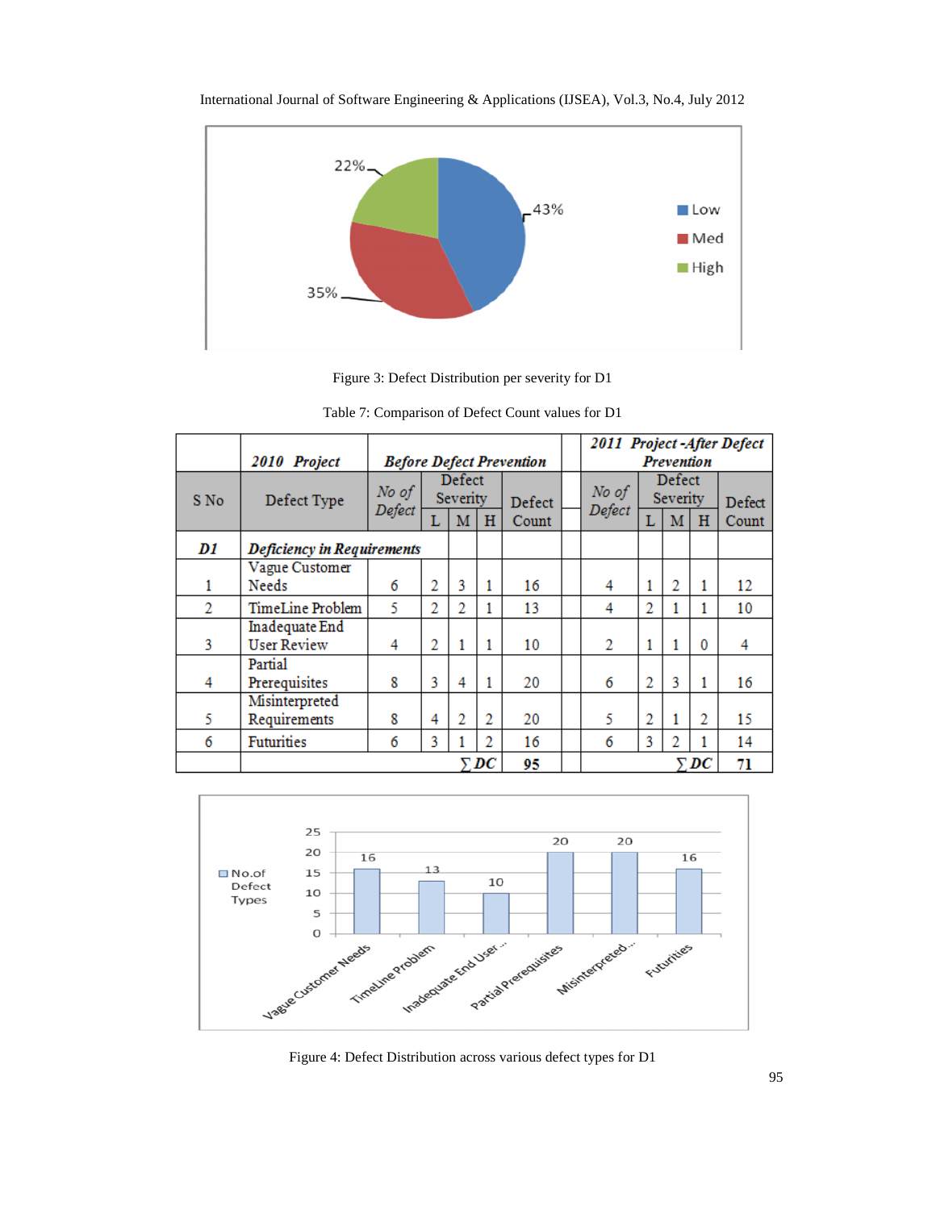Figure 3: Defect Distribution per severity for D1

Table 7: Comparison of Defect Count values for D1

| | ***2010 Project*** | ***Before Defect Prevention*** | | | | | | ***2011 Project -After Defect Prevention*** | | | | |
|---|---|---|---|---|---|---|---|---|---|---|---|---|
| S No | Defect Type | *No of Defect* | Defect Severity | | | Defect Count | | *No of Defect* | Defect Severity | | | Defect Count |
| | | | L | M | H | | | | L | M | H | |
| ***D1*** | ***Deficiency in Requirements*** | | | | | | | | | | | |
| 1 | Vague Customer Needs | 6 | 2 | 3 | 1 | 16 | | 4 | 1 | 2 | 1 | 12 |
| 2 | TimeLine Problem | 5 | 2 | 2 | 1 | 13 | | 4 | 2 | 1 | 1 | 10 |
| 3 | Inadequate End User Review | 4 | 2 | 1 | 1 | 10 | | 2 | 1 | 1 | 0 | 4 |
| 4 | Partial Prerequisites | 8 | 3 | 4 | 1 | 20 | | 6 | 2 | 3 | 1 | 16 |
| 5 | Misinterpreted Requirements | 8 | 4 | 2 | 2 | 20 | | 5 | 2 | 1 | 2 | 15 |
| 6 | Futurities | 6 | 3 | 1 | 2 | 16 | | 6 | 3 | 2 | 1 | 14 |
| | | | | | ***∑DC*** | **95** | | | | | ***∑DC*** | **71** |

Figure 4: Defect Distribution across various defect types for D1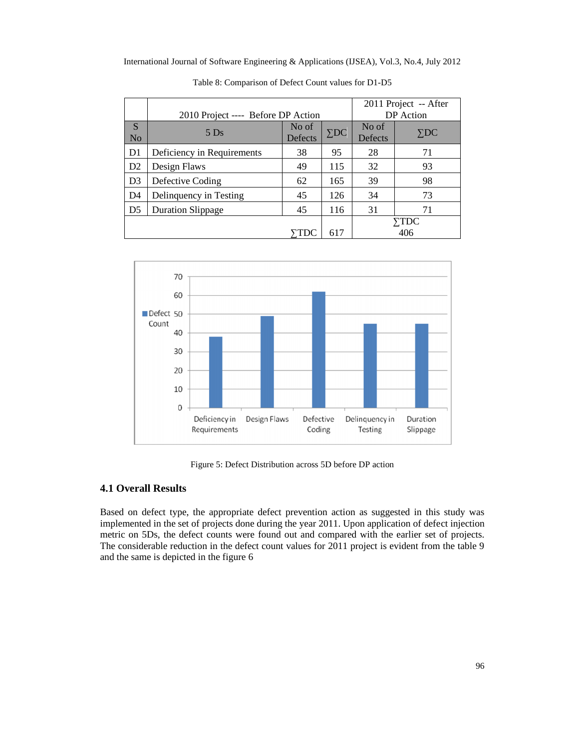Table 8: Comparison of Defect Count values for D1-D5

| | 2010 Project ---- Before DP Action | | | 2011 Project -- After DP Action | |
|---|---|---|---|---|---|
| S No | 5 Ds | No of Defects | ∑DC | No of Defects | ∑DC |
| D1 | Deficiency in Requirements | 38 | 95 | 28 | 71 |
| D2 | Design Flaws | 49 | 115 | 32 | 93 |
| D3 | Defective Coding | 62 | 165 | 39 | 98 |
| D4 | Delinquency in Testing | 45 | 126 | 34 | 73 |
| D5 | Duration Slippage | 45 | 116 | 31 | 71 |
| | | ∑TDC | 617 | ∑TDC 406 | |

Figure 5: Defect Distribution across 5D before DP action

### 4.1 Overall Results

Based on defect type, the appropriate defect prevention action as suggested in this study was implemented in the set of projects done during the year 2011. Upon application of defect injection metric on 5Ds, the defect counts were found out and compared with the earlier set of projects. The considerable reduction in the defect count values for 2011 project is evident from the table 9 and the same is depicted in the figure 6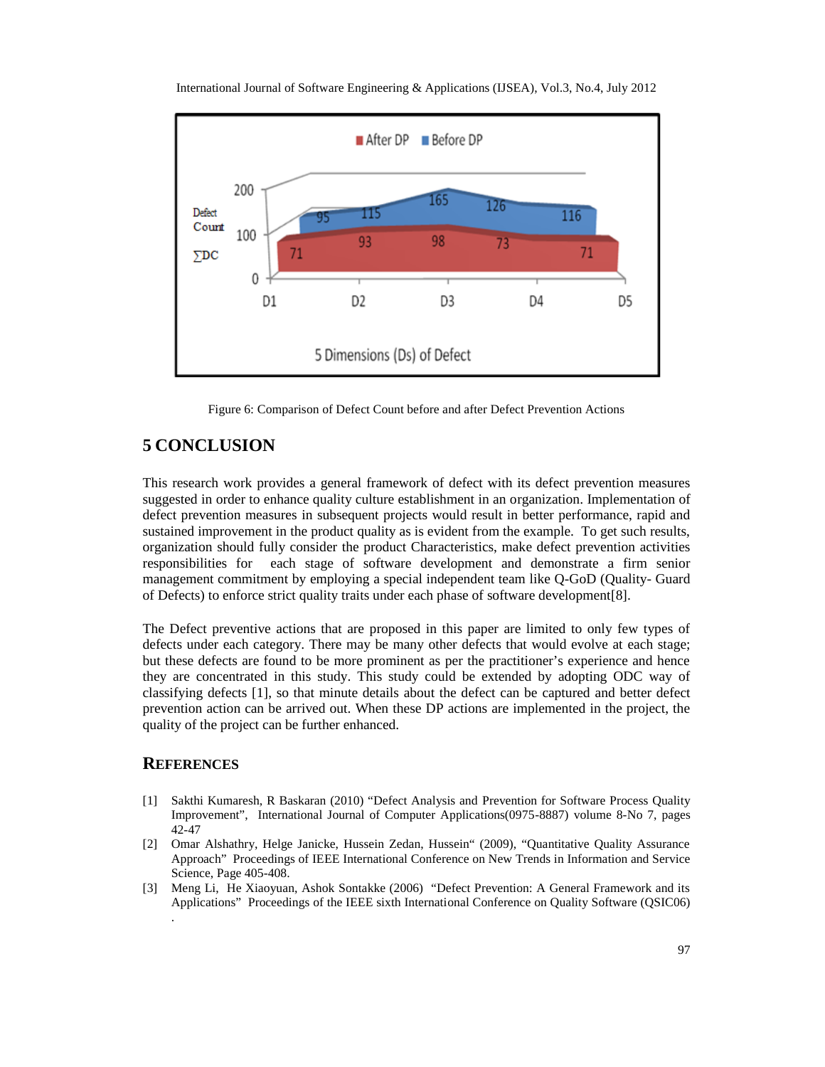Figure 6: Comparison of Defect Count before and after Defect Prevention Actions

## 5 CONCLUSION

This research work provides a general framework of defect with its defect prevention measures suggested in order to enhance quality culture establishment in an organization. Implementation of defect prevention measures in subsequent projects would result in better performance, rapid and sustained improvement in the product quality as is evident from the example. To get such results, organization should fully consider the product Characteristics, make defect prevention activities responsibilities for each stage of software development and demonstrate a firm senior management commitment by employing a special independent team like Q-GoD (Quality- Guard of Defects) to enforce strict quality traits under each phase of software development[8].

The Defect preventive actions that are proposed in this paper are limited to only few types of defects under each category. There may be many other defects that would evolve at each stage; but these defects are found to be more prominent as per the practitioner's experience and hence they are concentrated in this study. This study could be extended by adopting ODC way of classifying defects [1], so that minute details about the defect can be captured and better defect prevention action can be arrived out. When these DP actions are implemented in the project, the quality of the project can be further enhanced.

## REFERENCES

[1] Sakthi Kumaresh, R Baskaran (2010) "Defect Analysis and Prevention for Software Process Quality Improvement", International Journal of Computer Applications(0975-8887) volume 8-No 7, pages 42-47

[2] Omar Alshathry, Helge Janicke, Hussein Zedan, Hussein" (2009), "Quantitative Quality Assurance Approach" Proceedings of IEEE International Conference on New Trends in Information and Service Science, Page 405-408.

[3] Meng Li, He Xiaoyuan, Ashok Sontakke (2006) "Defect Prevention: A General Framework and its Applications" Proceedings of the IEEE sixth International Conference on Quality Software (QSIC06) .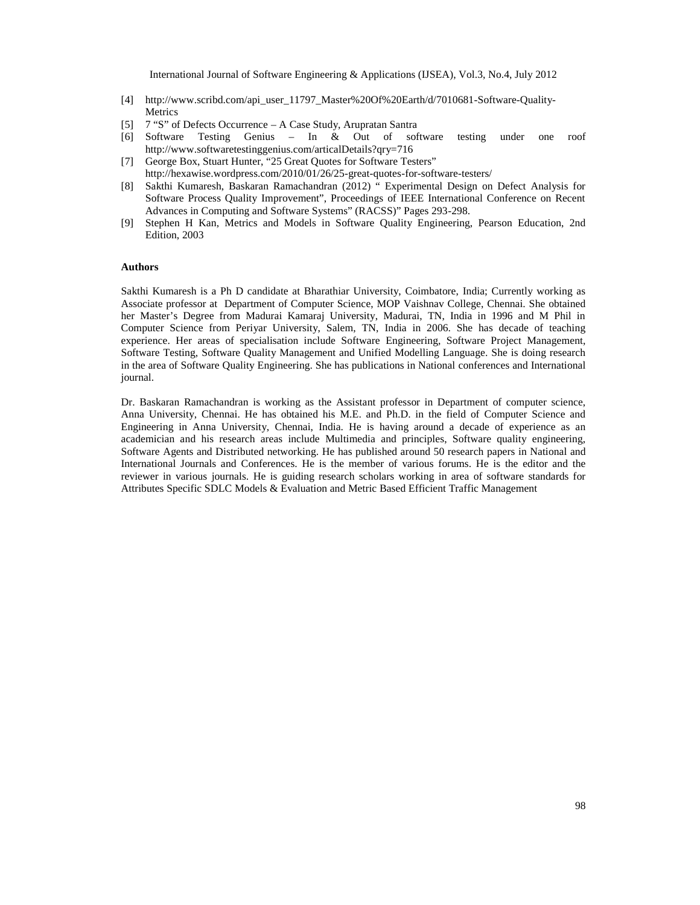[4] http://www.scribd.com/api_user_11797_Master%20Of%20Earth/d/7010681-Software-Quality-Metrics

[5] 7 "S" of Defects Occurrence – A Case Study, Arupratan Santra

[6] Software Testing Genius – In & Out of software testing under one roof http://www.softwaretestinggenius.com/articalDetails?qry=716

[7] George Box, Stuart Hunter, "25 Great Quotes for Software Testers" http://hexawise.wordpress.com/2010/01/26/25-great-quotes-for-software-testers/

[8] Sakthi Kumaresh, Baskaran Ramachandran (2012) " Experimental Design on Defect Analysis for Software Process Quality Improvement", Proceedings of IEEE International Conference on Recent Advances in Computing and Software Systems" (RACSS)" Pages 293-298.

[9] Stephen H Kan, Metrics and Models in Software Quality Engineering, Pearson Education, 2nd Edition, 2003

**Authors**

Sakthi Kumaresh is a Ph D candidate at Bharathiar University, Coimbatore, India; Currently working as Associate professor at Department of Computer Science, MOP Vaishnav College, Chennai. She obtained her Master's Degree from Madurai Kamaraj University, Madurai, TN, India in 1996 and M Phil in Computer Science from Periyar University, Salem, TN, India in 2006. She has decade of teaching experience. Her areas of specialisation include Software Engineering, Software Project Management, Software Testing, Software Quality Management and Unified Modelling Language. She is doing research in the area of Software Quality Engineering. She has publications in National conferences and International journal.

Dr. Baskaran Ramachandran is working as the Assistant professor in Department of computer science, Anna University, Chennai. He has obtained his M.E. and Ph.D. in the field of Computer Science and Engineering in Anna University, Chennai, India. He is having around a decade of experience as an academician and his research areas include Multimedia and principles, Software quality engineering, Software Agents and Distributed networking. He has published around 50 research papers in National and International Journals and Conferences. He is the member of various forums. He is the editor and the reviewer in various journals. He is guiding research scholars working in area of software standards for Attributes Specific SDLC Models & Evaluation and Metric Based Efficient Traffic Management